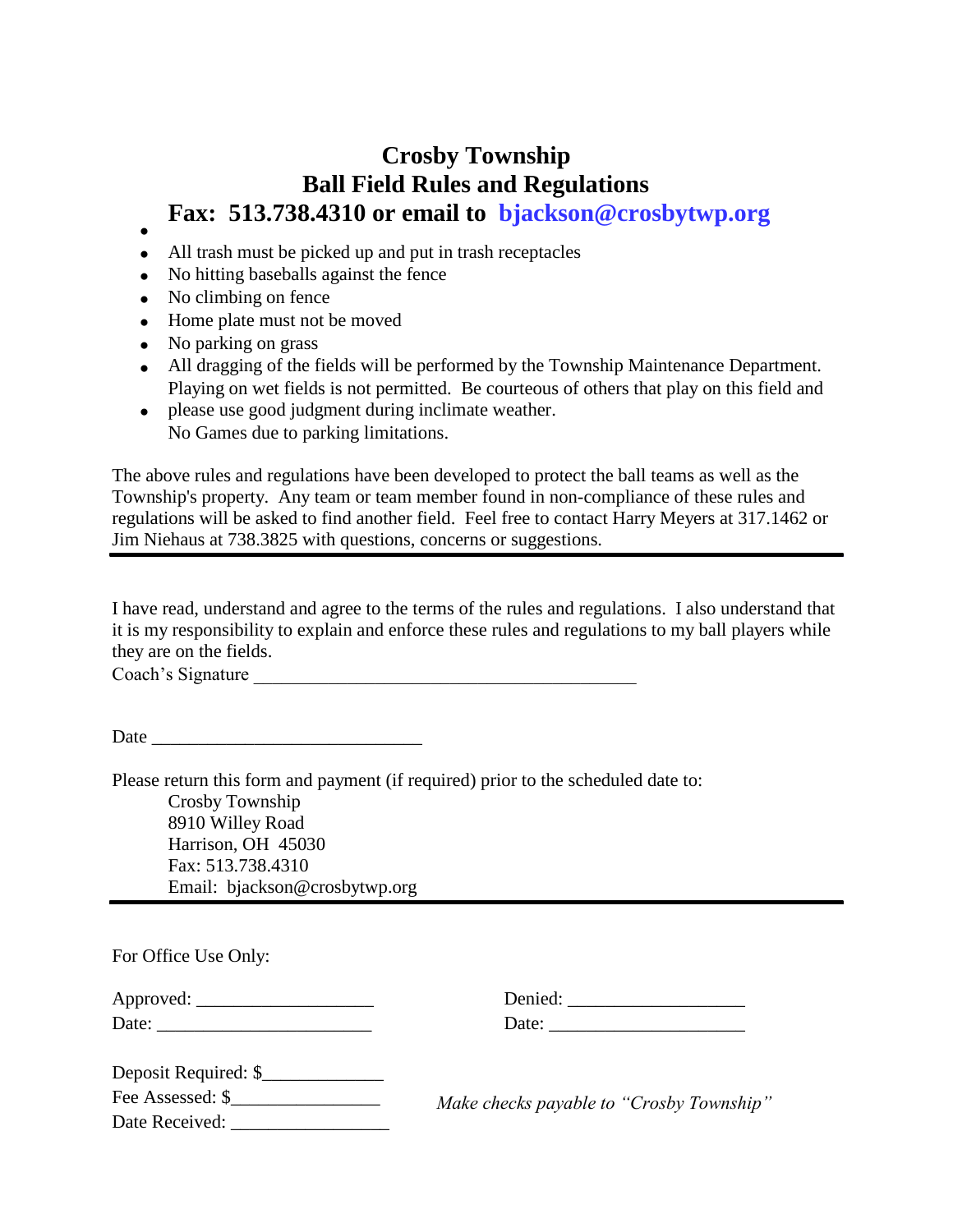# Crosby Township
# Ball Field Rules and Regulations
## Fax: 513.738.4310 or email to bjackson@crosbytwp.org

- All trash must be picked up and put in trash receptacles
- No hitting baseballs against the fence
- No climbing on fence
- Home plate must not be moved
- No parking on grass
- All dragging of the fields will be performed by the Township Maintenance Department. Playing on wet fields is not permitted. Be courteous of others that play on this field and
- please use good judgment during inclimate weather.
  No Games due to parking limitations.

The above rules and regulations have been developed to protect the ball teams as well as the Township's property. Any team or team member found in non-compliance of these rules and regulations will be asked to find another field. Feel free to contact Harry Meyers at 317.1462 or Jim Niehaus at 738.3825 with questions, concerns or suggestions.

---

I have read, understand and agree to the terms of the rules and regulations. I also understand that it is my responsibility to explain and enforce these rules and regulations to my ball players while they are on the fields.

Coach's Signature ________________________________________

Date ____________________________

Please return this form and payment (if required) prior to the scheduled date to:

Crosby Township
8910 Willey Road
Harrison, OH 45030
Fax: 513.738.4310
Email: bjackson@crosbytwp.org

---

For Office Use Only:

Approved: __________________ Denied: __________________
Date: ______________________ Date: ____________________

Deposit Required: $____________
Fee Assessed: $_______________
Date Received: ________________

*Make checks payable to "Crosby Township"*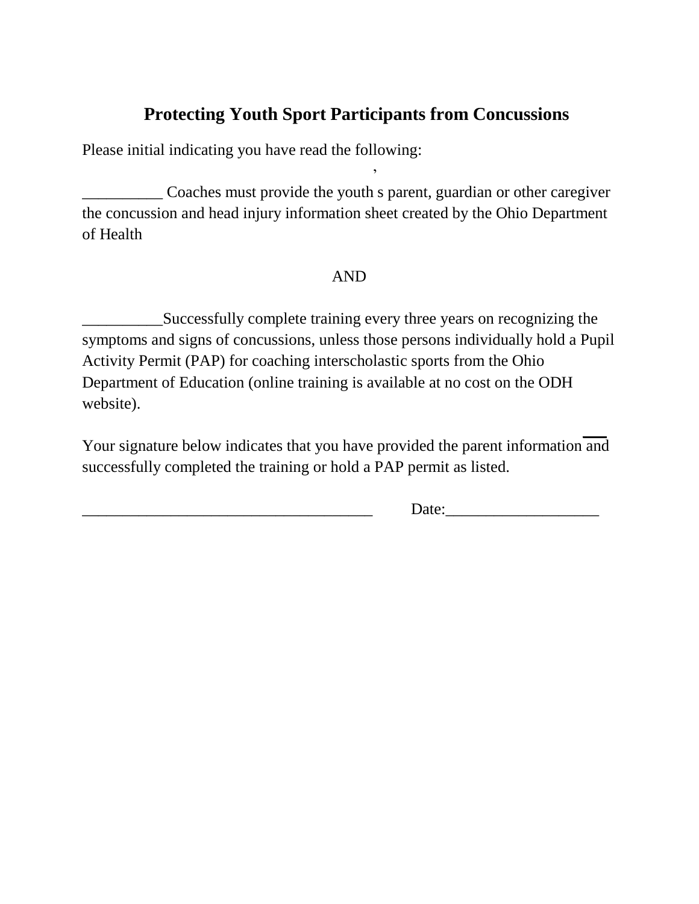## Protecting Youth Sport Participants from Concussions

Please initial indicating you have read the following:

__________ Coaches must provide the youth s parent, guardian or other caregiver the concussion and head injury information sheet created by the Ohio Department of Health

AND

__________Successfully complete training every three years on recognizing the symptoms and signs of concussions, unless those persons individually hold a Pupil Activity Permit (PAP) for coaching interscholastic sports from the Ohio Department of Education (online training is available at no cost on the ODH website).

Your signature below indicates that you have provided the parent information and successfully completed the training or hold a PAP permit as listed.

_____________________________________ Date:___________________